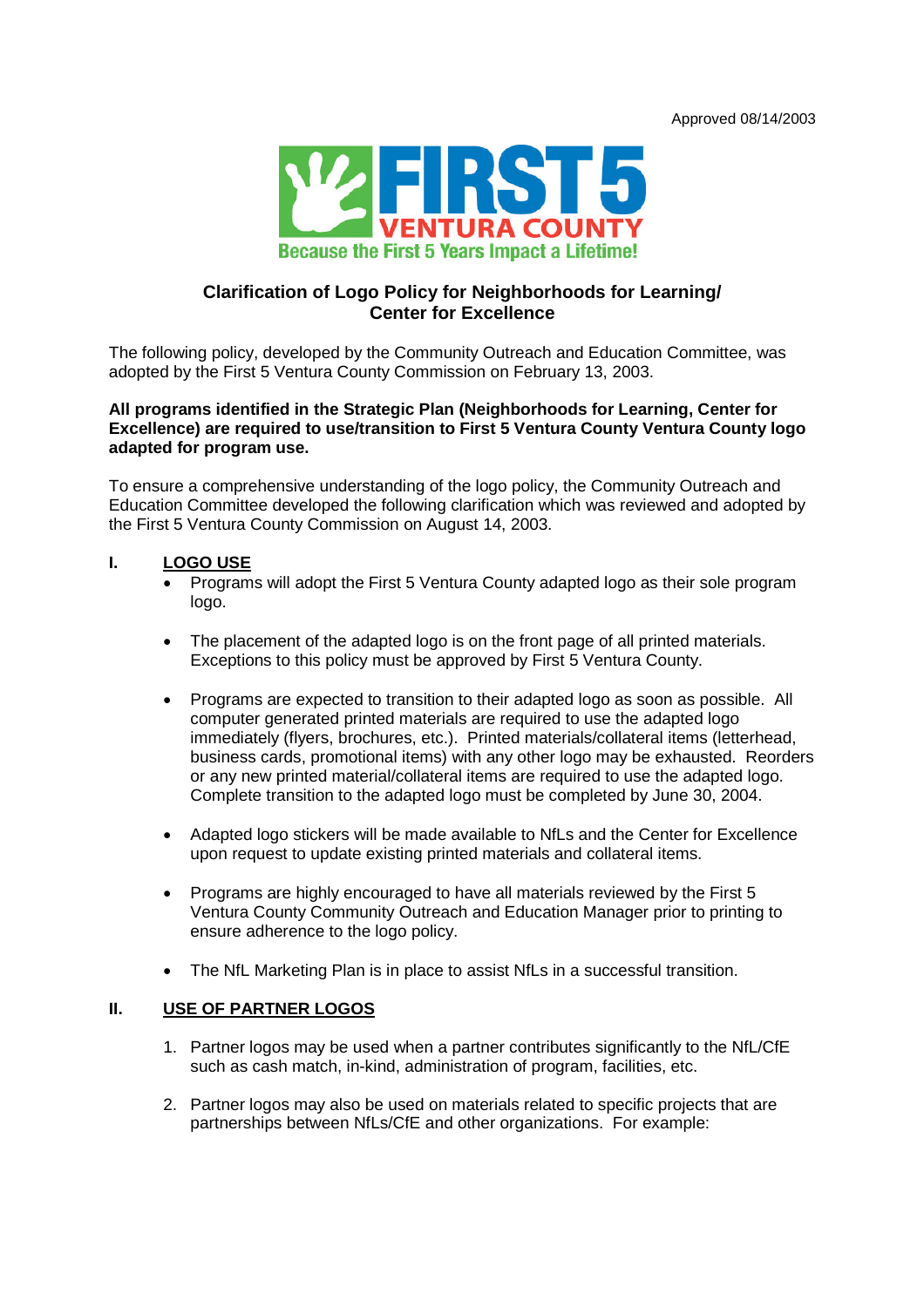Approved 08/14/2003

FIRST 5 VENTURA COUNTY

Because the First 5 Years Impact a Lifetime!

## Clarification of Logo Policy for Neighborhoods for Learning/ Center for Excellence

The following policy, developed by the Community Outreach and Education Committee, was adopted by the First 5 Ventura County Commission on February 13, 2003.

**All programs identified in the Strategic Plan (Neighborhoods for Learning, Center for Excellence) are required to use/transition to First 5 Ventura County Ventura County logo adapted for program use.**

To ensure a comprehensive understanding of the logo policy, the Community Outreach and Education Committee developed the following clarification which was reviewed and adopted by the First 5 Ventura County Commission on August 14, 2003.

### I. LOGO USE

- Programs will adopt the First 5 Ventura County adapted logo as their sole program logo.
- The placement of the adapted logo is on the front page of all printed materials. Exceptions to this policy must be approved by First 5 Ventura County.
- Programs are expected to transition to their adapted logo as soon as possible. All computer generated printed materials are required to use the adapted logo immediately (flyers, brochures, etc.). Printed materials/collateral items (letterhead, business cards, promotional items) with any other logo may be exhausted. Reorders or any new printed material/collateral items are required to use the adapted logo. Complete transition to the adapted logo must be completed by June 30, 2004.
- Adapted logo stickers will be made available to NfLs and the Center for Excellence upon request to update existing printed materials and collateral items.
- Programs are highly encouraged to have all materials reviewed by the First 5 Ventura County Community Outreach and Education Manager prior to printing to ensure adherence to the logo policy.
- The NfL Marketing Plan is in place to assist NfLs in a successful transition.

### II. USE OF PARTNER LOGOS

1. Partner logos may be used when a partner contributes significantly to the NfL/CfE such as cash match, in-kind, administration of program, facilities, etc.
2. Partner logos may also be used on materials related to specific projects that are partnerships between NfLs/CfE and other organizations. For example: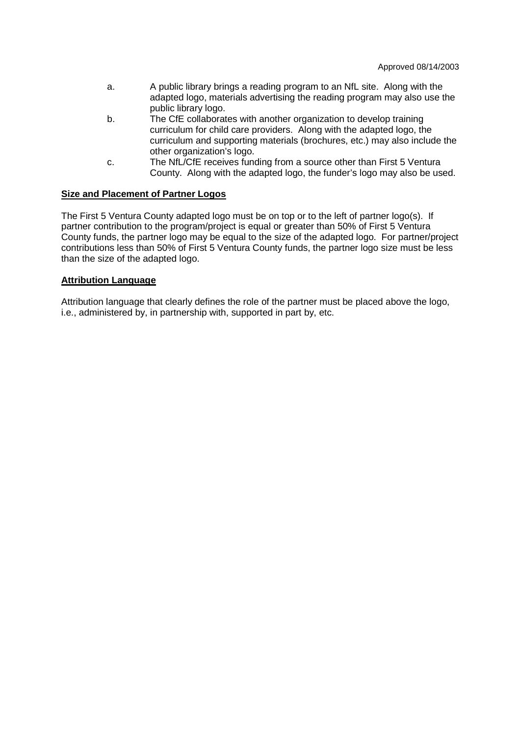Approved 08/14/2003

a. A public library brings a reading program to an NfL site. Along with the adapted logo, materials advertising the reading program may also use the public library logo.

b. The CfE collaborates with another organization to develop training curriculum for child care providers. Along with the adapted logo, the curriculum and supporting materials (brochures, etc.) may also include the other organization's logo.

c. The NfL/CfE receives funding from a source other than First 5 Ventura County. Along with the adapted logo, the funder's logo may also be used.

**Size and Placement of Partner Logos**

The First 5 Ventura County adapted logo must be on top or to the left of partner logo(s). If partner contribution to the program/project is equal or greater than 50% of First 5 Ventura County funds, the partner logo may be equal to the size of the adapted logo. For partner/project contributions less than 50% of First 5 Ventura County funds, the partner logo size must be less than the size of the adapted logo.

**Attribution Language**

Attribution language that clearly defines the role of the partner must be placed above the logo, i.e., administered by, in partnership with, supported in part by, etc.